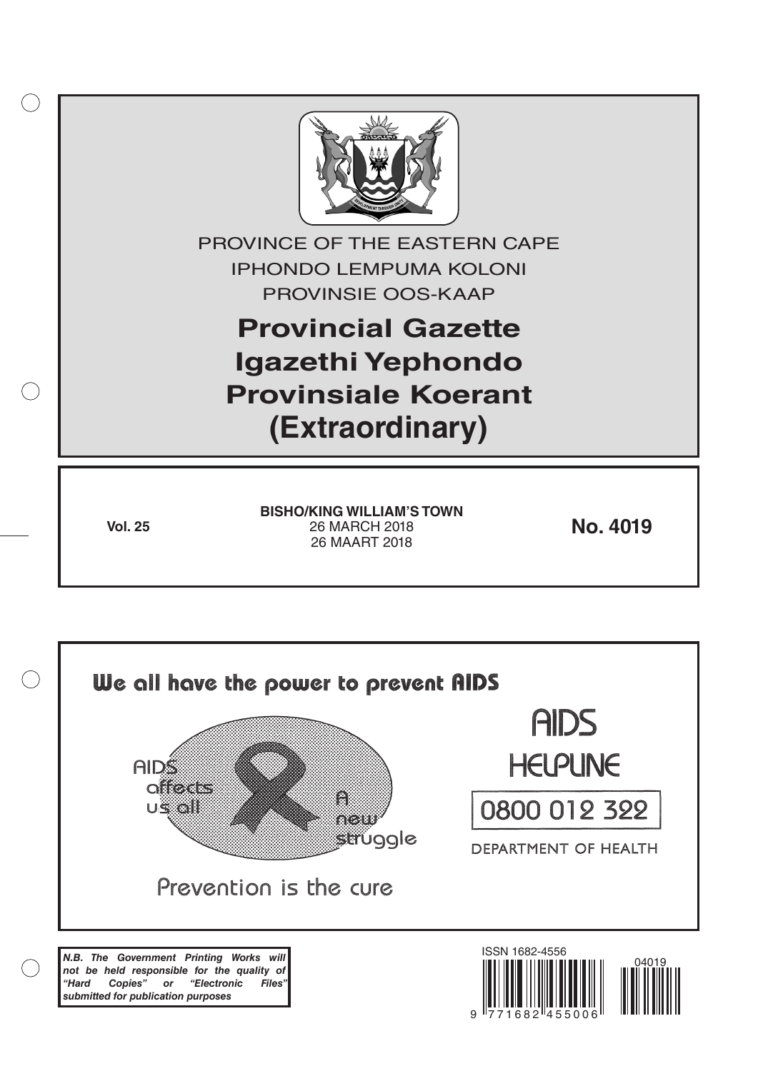PROVINCE OF THE EASTERN CAPE

IPHONDO LEMPUMA KOLONI

PROVINSIE OOS-KAAP

# Provincial Gazette
# Igazethi Yephondo
# Provinsiale Koerant
# (Extraordinary)

**Vol. 25**

**BISHO/KING WILLIAM'S TOWN**
26 MARCH 2018
26 MAART 2018

**No. 4019**

We all have the power to prevent AIDS

AIDS affects us all

A new struggle

Prevention is the cure

AIDS HELPLINE

0800 012 322

DEPARTMENT OF HEALTH

***N.B. The Government Printing Works will not be held responsible for the quality of "Hard Copies" or "Electronic Files" submitted for publication purposes***

ISSN 1682-4556

9 771682 455006

04019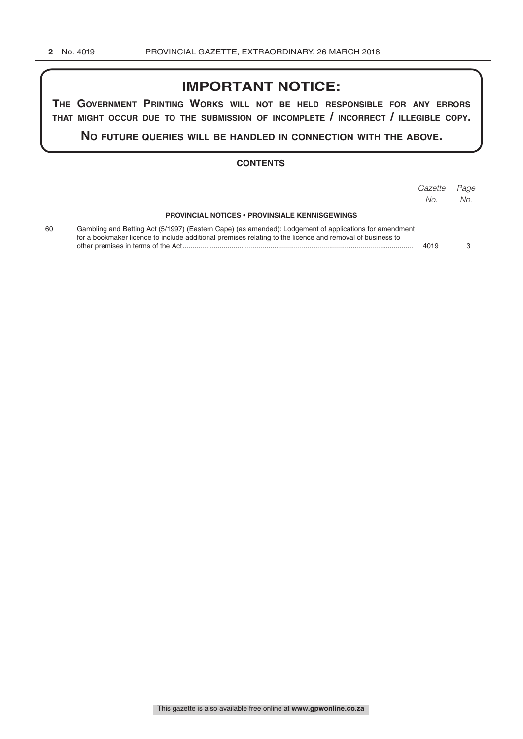# IMPORTANT NOTICE:

**The Government Printing Works will not be held responsible for any errors that might occur due to the submission of incomplete / incorrect / illegible copy.**

**No future queries will be handled in connection with the above.**

## CONTENTS

| | | *Gazette No.* | *Page No.* |
|---|---|---|---|
| | **PROVINCIAL NOTICES • PROVINSIALE KENNISGEWINGS** | | |
| 60 | Gambling and Betting Act (5/1997) (Eastern Cape) (as amended): Lodgement of applications for amendment for a bookmaker licence to include additional premises relating to the licence and removal of business to other premises in terms of the Act | 4019 | 3 |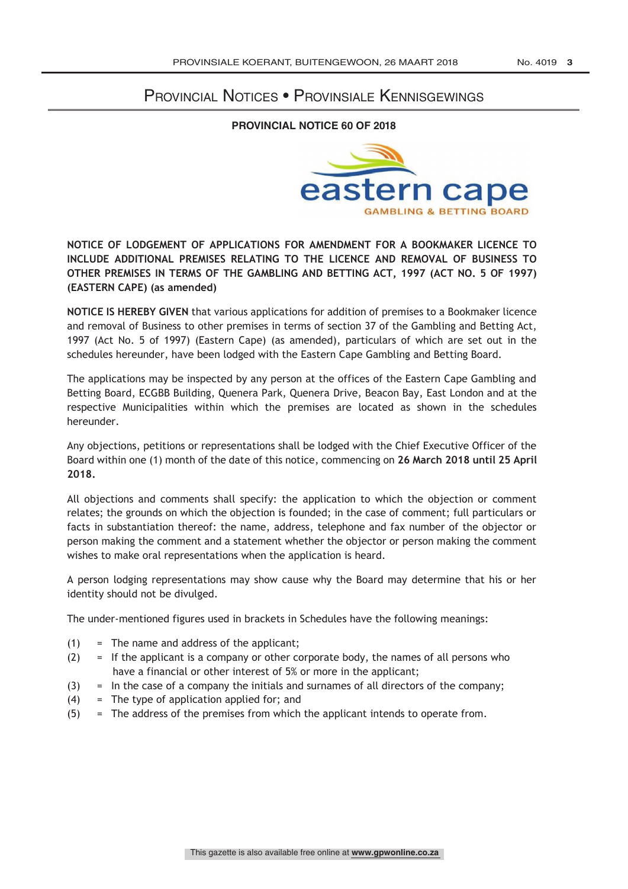# Provincial Notices • Provinsiale Kennisgewings

## PROVINCIAL NOTICE 60 OF 2018

**NOTICE OF LODGEMENT OF APPLICATIONS FOR AMENDMENT FOR A BOOKMAKER LICENCE TO INCLUDE ADDITIONAL PREMISES RELATING TO THE LICENCE AND REMOVAL OF BUSINESS TO OTHER PREMISES IN TERMS OF THE GAMBLING AND BETTING ACT, 1997 (ACT NO. 5 OF 1997) (EASTERN CAPE) (as amended)**

**NOTICE IS HEREBY GIVEN** that various applications for addition of premises to a Bookmaker licence and removal of Business to other premises in terms of section 37 of the Gambling and Betting Act, 1997 (Act No. 5 of 1997) (Eastern Cape) (as amended), particulars of which are set out in the schedules hereunder, have been lodged with the Eastern Cape Gambling and Betting Board.

The applications may be inspected by any person at the offices of the Eastern Cape Gambling and Betting Board, ECGBB Building, Quenera Park, Quenera Drive, Beacon Bay, East London and at the respective Municipalities within which the premises are located as shown in the schedules hereunder.

Any objections, petitions or representations shall be lodged with the Chief Executive Officer of the Board within one (1) month of the date of this notice, commencing on **26 March 2018 until 25 April 2018.**

All objections and comments shall specify: the application to which the objection or comment relates; the grounds on which the objection is founded; in the case of comment; full particulars or facts in substantiation thereof: the name, address, telephone and fax number of the objector or person making the comment and a statement whether the objector or person making the comment wishes to make oral representations when the application is heard.

A person lodging representations may show cause why the Board may determine that his or her identity should not be divulged.

The under-mentioned figures used in brackets in Schedules have the following meanings:

- (1) = The name and address of the applicant;
- (2) = If the applicant is a company or other corporate body, the names of all persons who have a financial or other interest of 5% or more in the applicant;
- (3) = In the case of a company the initials and surnames of all directors of the company;
- (4) = The type of application applied for; and
- (5) = The address of the premises from which the applicant intends to operate from.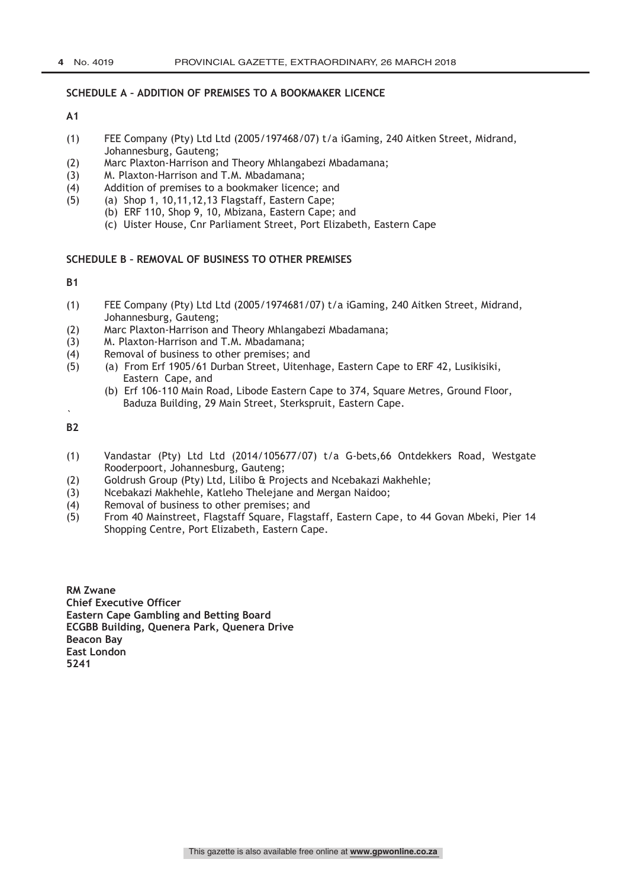**SCHEDULE A – ADDITION OF PREMISES TO A BOOKMAKER LICENCE**

**A1**

(1) FEE Company (Pty) Ltd Ltd (2005/197468/07) t/a iGaming, 240 Aitken Street, Midrand, Johannesburg, Gauteng;
(2) Marc Plaxton-Harrison and Theory Mhlangabezi Mbadamana;
(3) M. Plaxton-Harrison and T.M. Mbadamana;
(4) Addition of premises to a bookmaker licence; and
(5) (a) Shop 1, 10,11,12,13 Flagstaff, Eastern Cape;
(b) ERF 110, Shop 9, 10, Mbizana, Eastern Cape; and
(c) Uister House, Cnr Parliament Street, Port Elizabeth, Eastern Cape

**SCHEDULE B – REMOVAL OF BUSINESS TO OTHER PREMISES**

**B1**

(1) FEE Company (Pty) Ltd Ltd (2005/1974681/07) t/a iGaming, 240 Aitken Street, Midrand, Johannesburg, Gauteng;
(2) Marc Plaxton-Harrison and Theory Mhlangabezi Mbadamana;
(3) M. Plaxton-Harrison and T.M. Mbadamana;
(4) Removal of business to other premises; and
(5) (a) From Erf 1905/61 Durban Street, Uitenhage, Eastern Cape to ERF 42, Lusikisiki, Eastern Cape, and
(b) Erf 106-110 Main Road, Libode Eastern Cape to 374, Square Metres, Ground Floor, Baduza Building, 29 Main Street, Sterkspruit, Eastern Cape.

**B2**

(1) Vandastar (Pty) Ltd Ltd (2014/105677/07) t/a G-bets,66 Ontdekkers Road, Westgate Rooderpoort, Johannesburg, Gauteng;
(2) Goldrush Group (Pty) Ltd, Lilibo & Projects and Ncebakazi Makhehle;
(3) Ncebakazi Makhehle, Katleho Thelejane and Mergan Naidoo;
(4) Removal of business to other premises; and
(5) From 40 Mainstreet, Flagstaff Square, Flagstaff, Eastern Cape, to 44 Govan Mbeki, Pier 14 Shopping Centre, Port Elizabeth, Eastern Cape.

**RM Zwane**
**Chief Executive Officer**
**Eastern Cape Gambling and Betting Board**
**ECGBB Building, Quenera Park, Quenera Drive**
**Beacon Bay**
**East London**
**5241**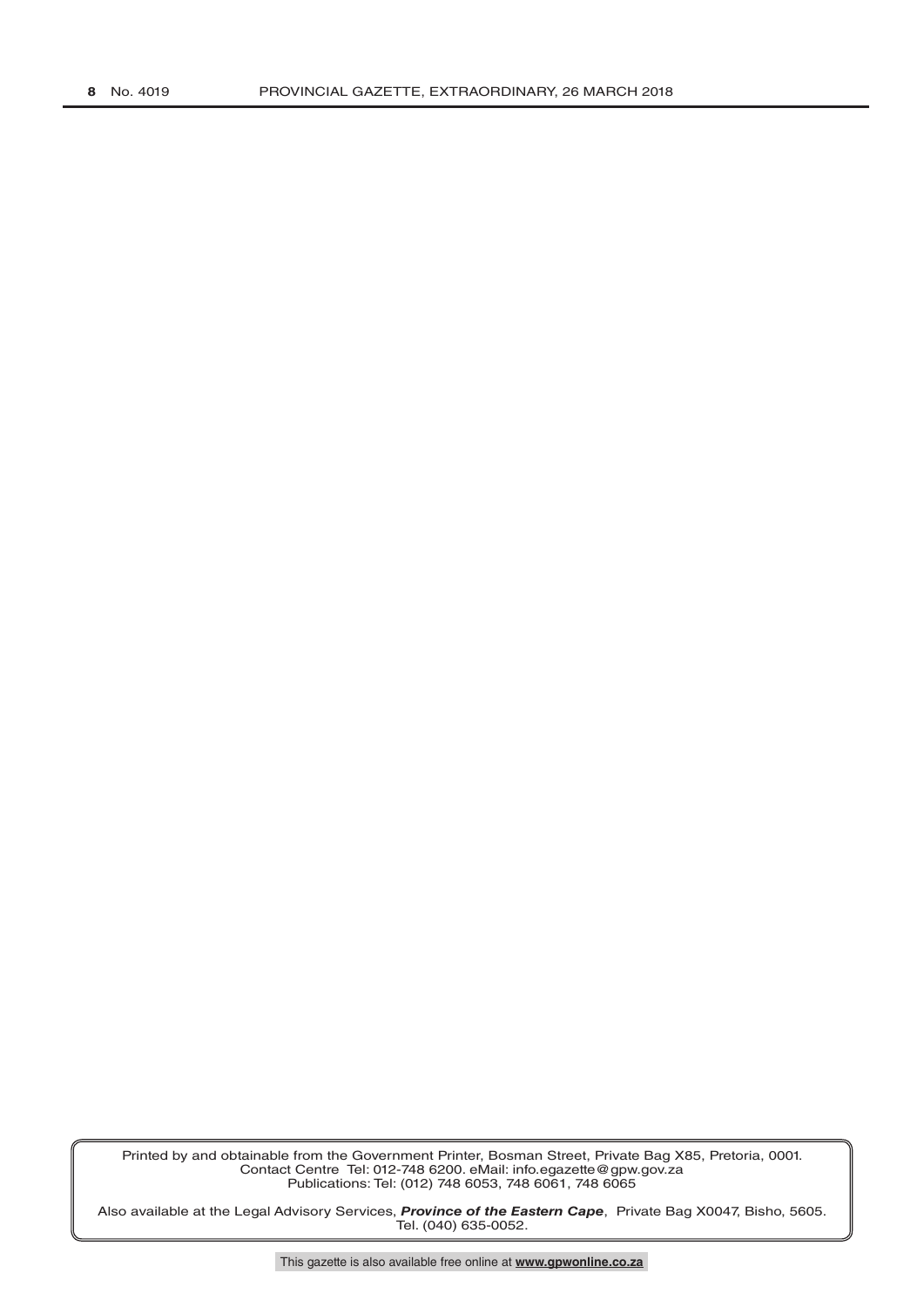Printed by and obtainable from the Government Printer, Bosman Street, Private Bag X85, Pretoria, 0001.
Contact Centre Tel: 012-748 6200. eMail: info.egazette@gpw.gov.za
Publications: Tel: (012) 748 6053, 748 6061, 748 6065

Also available at the Legal Advisory Services, ***Province of the Eastern Cape***, Private Bag X0047, Bisho, 5605.
Tel. (040) 635-0052.

This gazette is also available free online at **www.gpwonline.co.za**